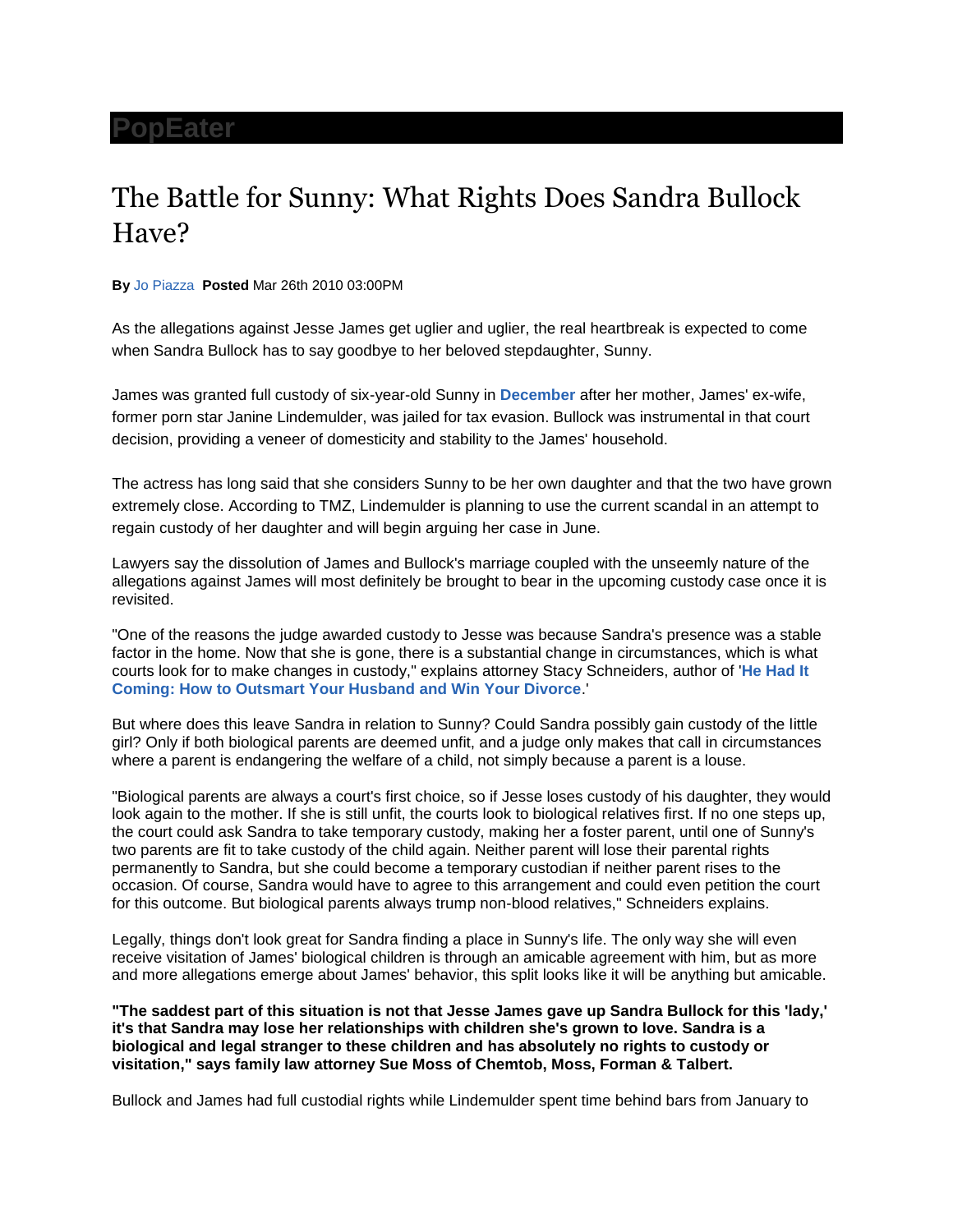# PopEater

## The Battle for Sunny: What Rights Does Sandra Bullock Have?

**By** Jo Piazza **Posted** Mar 26th 2010 03:00PM

As the allegations against Jesse James get uglier and uglier, the real heartbreak is expected to come when Sandra Bullock has to say goodbye to her beloved stepdaughter, Sunny.

James was granted full custody of six-year-old Sunny in **December** after her mother, James' ex-wife, former porn star Janine Lindemulder, was jailed for tax evasion. Bullock was instrumental in that court decision, providing a veneer of domesticity and stability to the James' household.

The actress has long said that she considers Sunny to be her own daughter and that the two have grown extremely close. According to TMZ, Lindemulder is planning to use the current scandal in an attempt to regain custody of her daughter and will begin arguing her case in June.

Lawyers say the dissolution of James and Bullock's marriage coupled with the unseemly nature of the allegations against James will most definitely be brought to bear in the upcoming custody case once it is revisited.

"One of the reasons the judge awarded custody to Jesse was because Sandra's presence was a stable factor in the home. Now that she is gone, there is a substantial change in circumstances, which is what courts look for to make changes in custody," explains attorney Stacy Schneiders, author of '**He Had It Coming: How to Outsmart Your Husband and Win Your Divorce**.'

But where does this leave Sandra in relation to Sunny? Could Sandra possibly gain custody of the little girl? Only if both biological parents are deemed unfit, and a judge only makes that call in circumstances where a parent is endangering the welfare of a child, not simply because a parent is a louse.

"Biological parents are always a court's first choice, so if Jesse loses custody of his daughter, they would look again to the mother. If she is still unfit, the courts look to biological relatives first. If no one steps up, the court could ask Sandra to take temporary custody, making her a foster parent, until one of Sunny's two parents are fit to take custody of the child again. Neither parent will lose their parental rights permanently to Sandra, but she could become a temporary custodian if neither parent rises to the occasion. Of course, Sandra would have to agree to this arrangement and could even petition the court for this outcome. But biological parents always trump non-blood relatives," Schneiders explains.

Legally, things don't look great for Sandra finding a place in Sunny's life. The only way she will even receive visitation of James' biological children is through an amicable agreement with him, but as more and more allegations emerge about James' behavior, this split looks like it will be anything but amicable.

**"The saddest part of this situation is not that Jesse James gave up Sandra Bullock for this 'lady,' it's that Sandra may lose her relationships with children she's grown to love. Sandra is a biological and legal stranger to these children and has absolutely no rights to custody or visitation," says family law attorney Sue Moss of Chemtob, Moss, Forman & Talbert.**

Bullock and James had full custodial rights while Lindemulder spent time behind bars from January to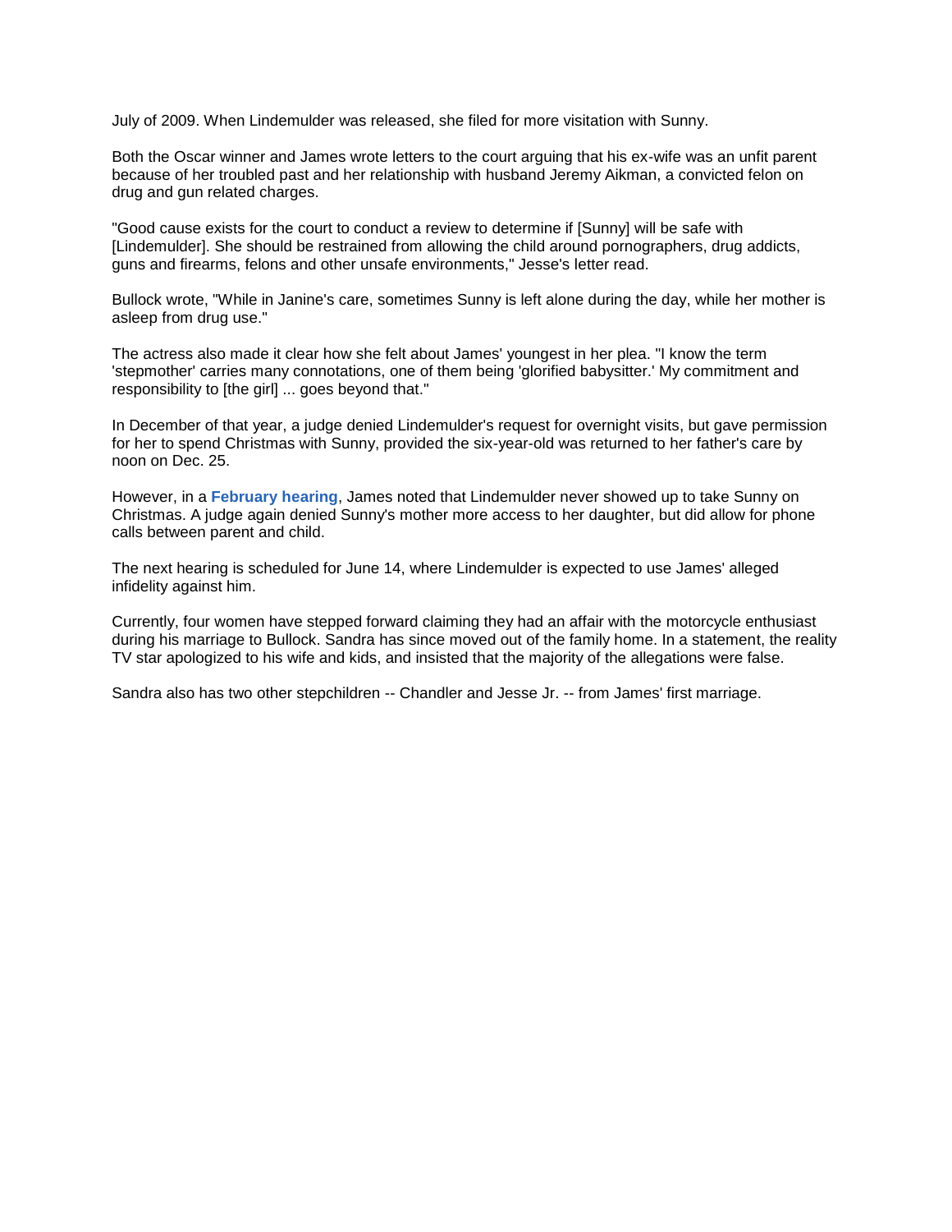July of 2009. When Lindemulder was released, she filed for more visitation with Sunny.

Both the Oscar winner and James wrote letters to the court arguing that his ex-wife was an unfit parent because of her troubled past and her relationship with husband Jeremy Aikman, a convicted felon on drug and gun related charges.

"Good cause exists for the court to conduct a review to determine if [Sunny] will be safe with [Lindemulder]. She should be restrained from allowing the child around pornographers, drug addicts, guns and firearms, felons and other unsafe environments," Jesse's letter read.

Bullock wrote, "While in Janine's care, sometimes Sunny is left alone during the day, while her mother is asleep from drug use."

The actress also made it clear how she felt about James' youngest in her plea. "I know the term 'stepmother' carries many connotations, one of them being 'glorified babysitter.' My commitment and responsibility to [the girl] ... goes beyond that."

In December of that year, a judge denied Lindemulder's request for overnight visits, but gave permission for her to spend Christmas with Sunny, provided the six-year-old was returned to her father's care by noon on Dec. 25.

However, in a **February hearing**, James noted that Lindemulder never showed up to take Sunny on Christmas. A judge again denied Sunny's mother more access to her daughter, but did allow for phone calls between parent and child.

The next hearing is scheduled for June 14, where Lindemulder is expected to use James' alleged infidelity against him.

Currently, four women have stepped forward claiming they had an affair with the motorcycle enthusiast during his marriage to Bullock. Sandra has since moved out of the family home. In a statement, the reality TV star apologized to his wife and kids, and insisted that the majority of the allegations were false.

Sandra also has two other stepchildren -- Chandler and Jesse Jr. -- from James' first marriage.